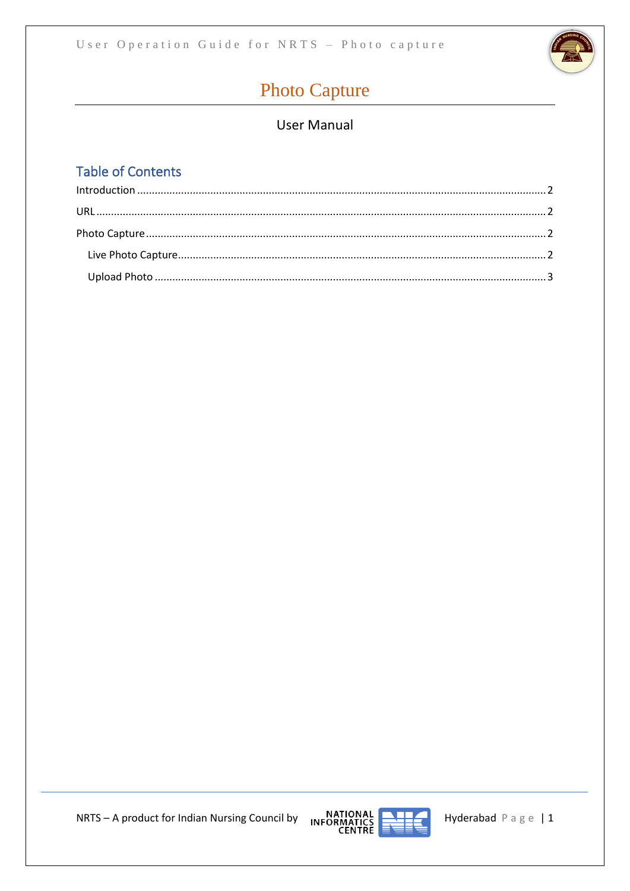# Photo Capture

User Manual

## Table of Contents

Introduction ........ 2

URL ........ 2

Photo Capture ........ 2

- Live Photo Capture ........ 2
- Upload Photo ........ 3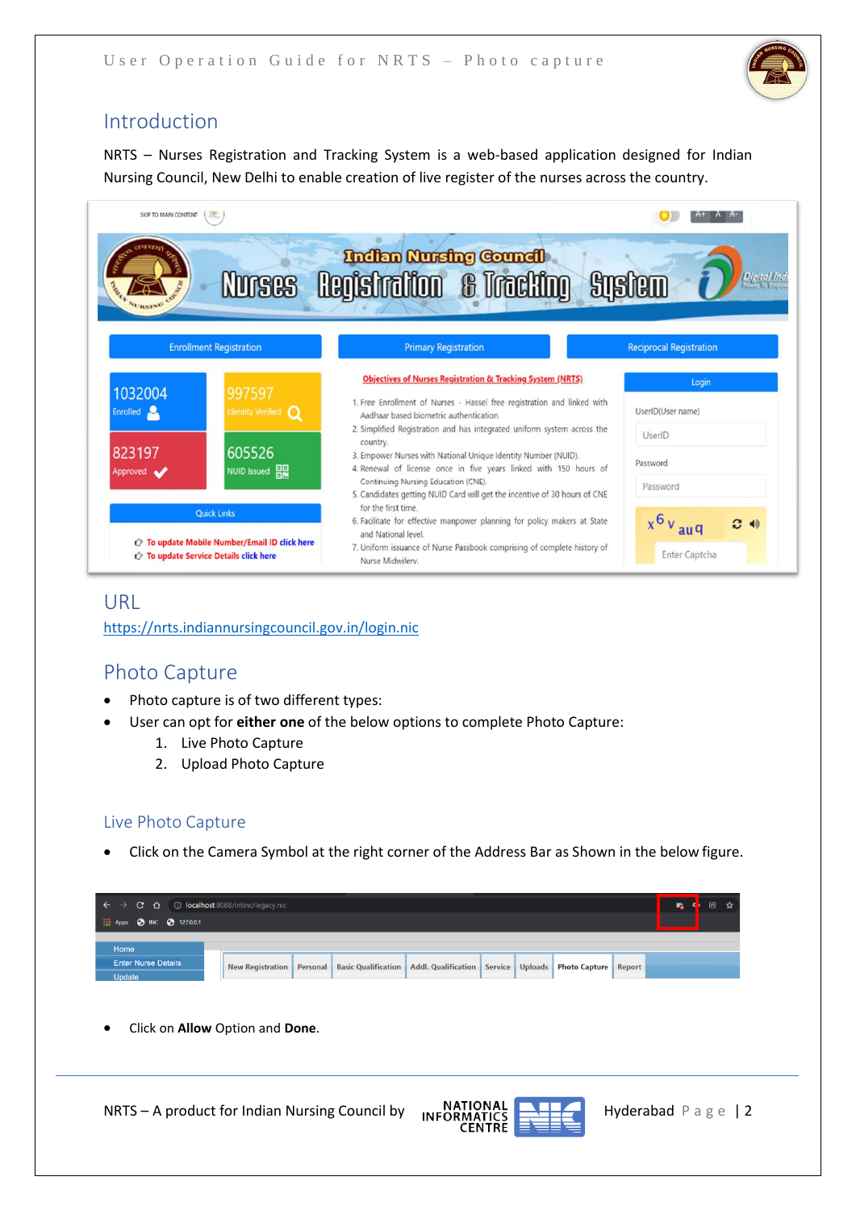## Introduction

NRTS – Nurses Registration and Tracking System is a web-based application designed for Indian Nursing Council, New Delhi to enable creation of live register of the nurses across the country.

## URL

https://nrts.indiannursingcouncil.gov.in/login.nic

## Photo Capture

- Photo capture is of two different types:
- User can opt for **either one** of the below options to complete Photo Capture:
  1. Live Photo Capture
  2. Upload Photo Capture

### Live Photo Capture

- Click on the Camera Symbol at the right corner of the Address Bar as Shown in the below figure.

- Click on **Allow** Option and **Done**.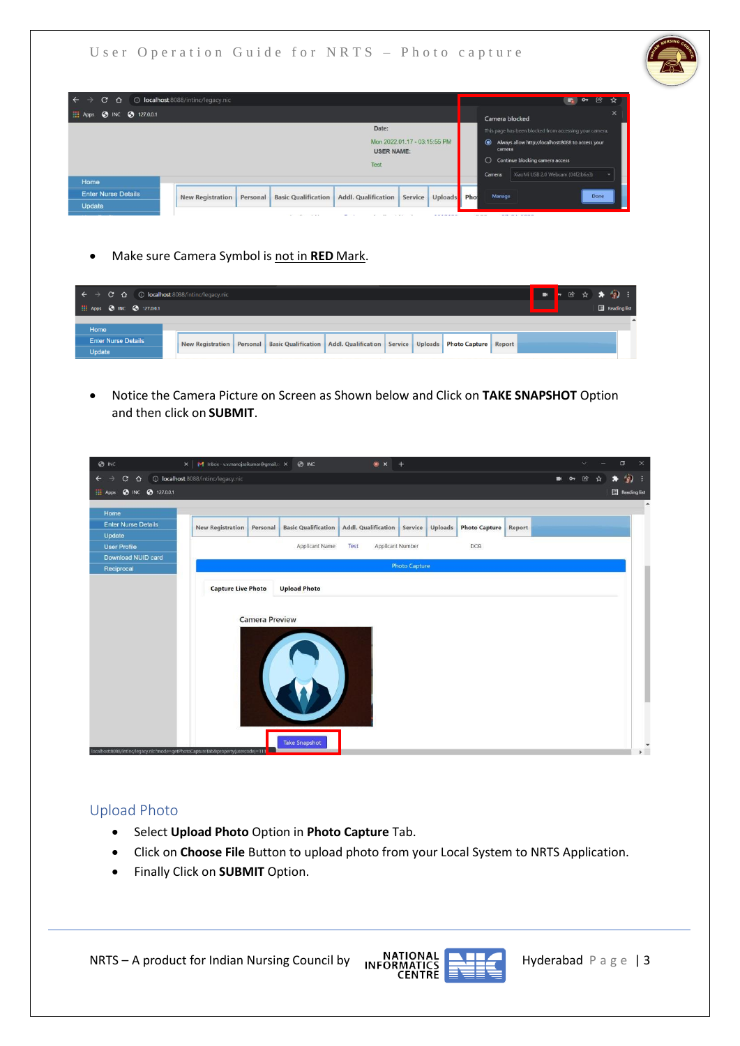- Make sure Camera Symbol is not in **RED** Mark.

- Notice the Camera Picture on Screen as Shown below and Click on **TAKE SNAPSHOT** Option and then click on **SUBMIT**.

## Upload Photo

- Select **Upload Photo** Option in **Photo Capture** Tab.
- Click on **Choose File** Button to upload photo from your Local System to NRTS Application.
- Finally Click on **SUBMIT** Option.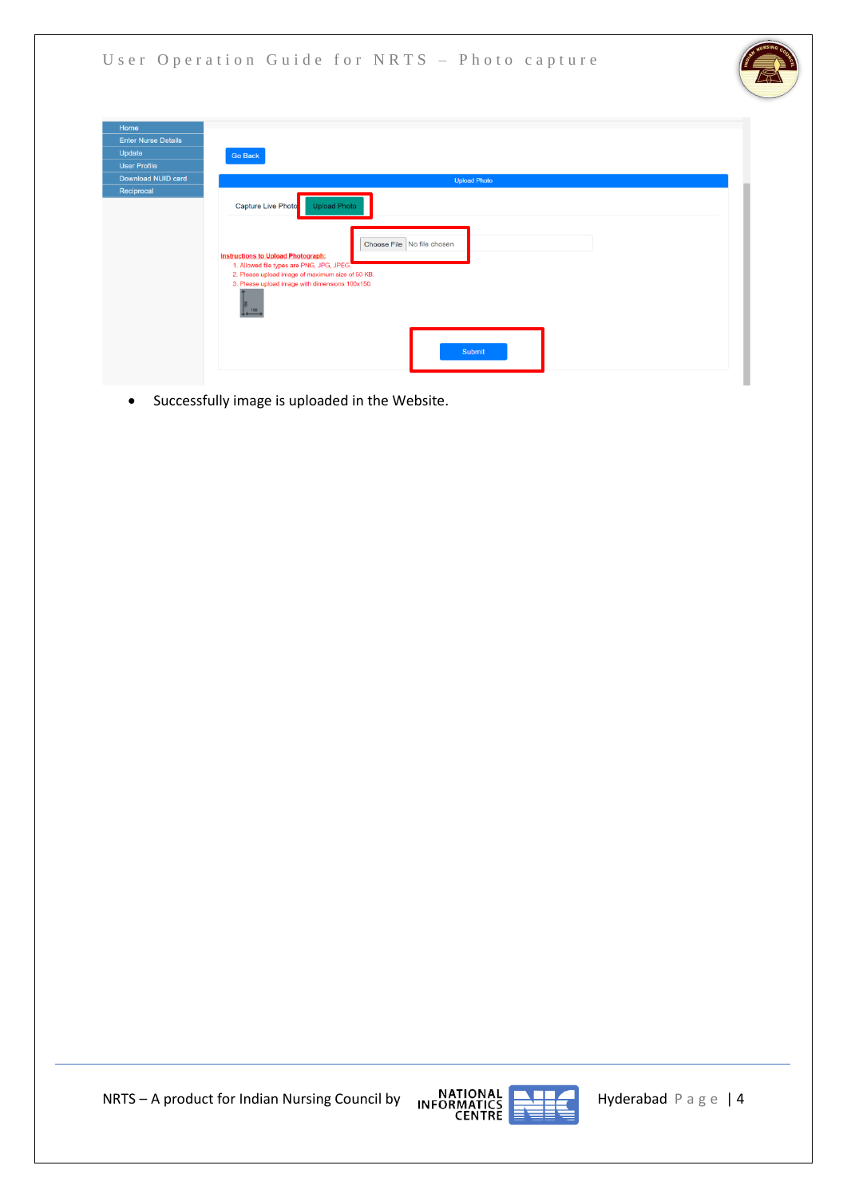- Successfully image is uploaded in the Website.